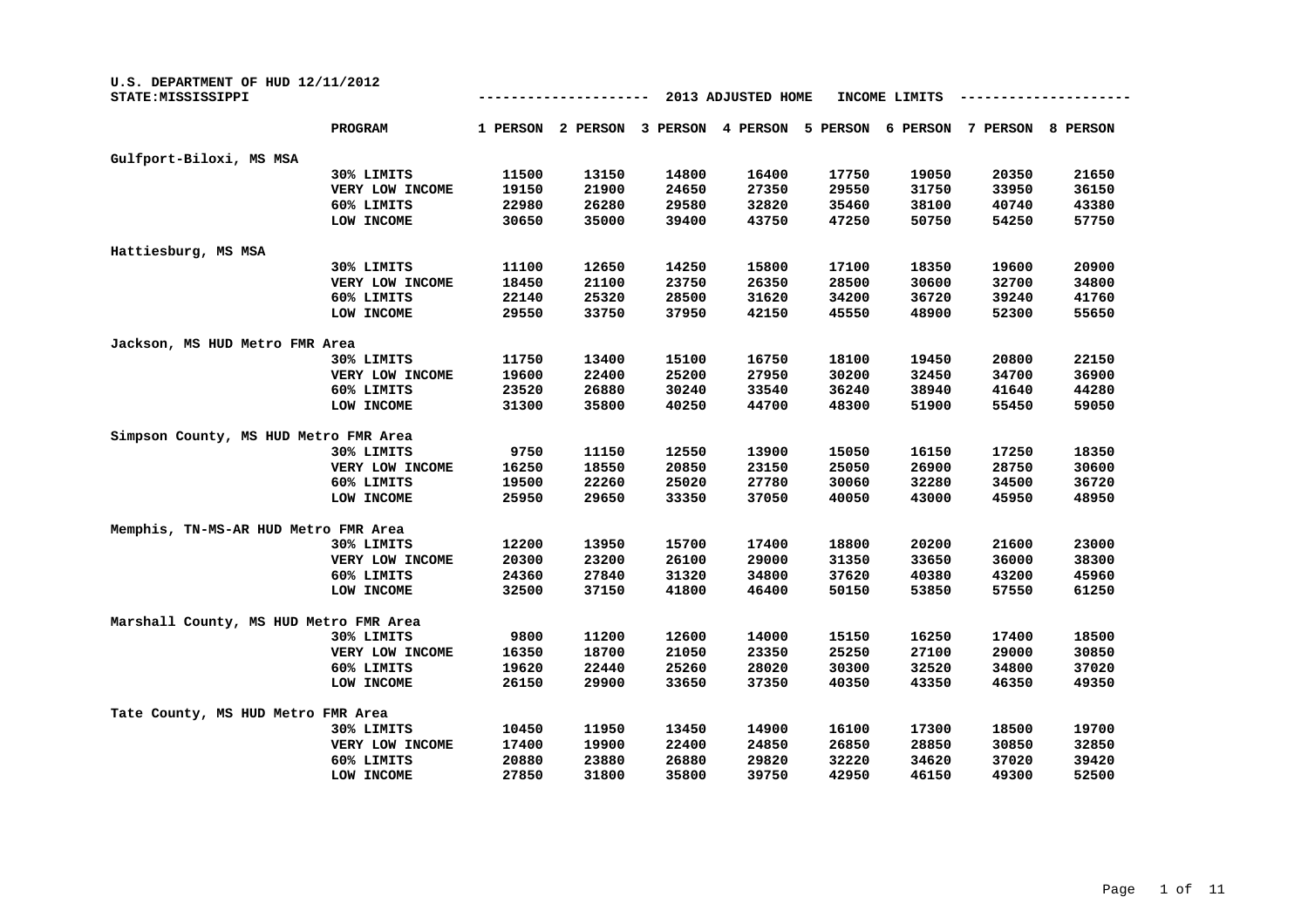U.S. DEPARTMENT OF HUD 12/11/2012
STATE:MISSISSIPPI

## 2013 ADJUSTED HOME INCOME LIMITS

| | PROGRAM | 1 PERSON | 2 PERSON | 3 PERSON | 4 PERSON | 5 PERSON | 6 PERSON | 7 PERSON | 8 PERSON |
|---|---|---|---|---|---|---|---|---|---|
| Gulfport-Biloxi, MS MSA | | | | | | | | | |
| | 30% LIMITS | 11500 | 13150 | 14800 | 16400 | 17750 | 19050 | 20350 | 21650 |
| | VERY LOW INCOME | 19150 | 21900 | 24650 | 27350 | 29550 | 31750 | 33950 | 36150 |
| | 60% LIMITS | 22980 | 26280 | 29580 | 32820 | 35460 | 38100 | 40740 | 43380 |
| | LOW INCOME | 30650 | 35000 | 39400 | 43750 | 47250 | 50750 | 54250 | 57750 |
| Hattiesburg, MS MSA | | | | | | | | | |
| | 30% LIMITS | 11100 | 12650 | 14250 | 15800 | 17100 | 18350 | 19600 | 20900 |
| | VERY LOW INCOME | 18450 | 21100 | 23750 | 26350 | 28500 | 30600 | 32700 | 34800 |
| | 60% LIMITS | 22140 | 25320 | 28500 | 31620 | 34200 | 36720 | 39240 | 41760 |
| | LOW INCOME | 29550 | 33750 | 37950 | 42150 | 45550 | 48900 | 52300 | 55650 |
| Jackson, MS HUD Metro FMR Area | | | | | | | | | |
| | 30% LIMITS | 11750 | 13400 | 15100 | 16750 | 18100 | 19450 | 20800 | 22150 |
| | VERY LOW INCOME | 19600 | 22400 | 25200 | 27950 | 30200 | 32450 | 34700 | 36900 |
| | 60% LIMITS | 23520 | 26880 | 30240 | 33540 | 36240 | 38940 | 41640 | 44280 |
| | LOW INCOME | 31300 | 35800 | 40250 | 44700 | 48300 | 51900 | 55450 | 59050 |
| Simpson County, MS HUD Metro FMR Area | | | | | | | | | |
| | 30% LIMITS | 9750 | 11150 | 12550 | 13900 | 15050 | 16150 | 17250 | 18350 |
| | VERY LOW INCOME | 16250 | 18550 | 20850 | 23150 | 25050 | 26900 | 28750 | 30600 |
| | 60% LIMITS | 19500 | 22260 | 25020 | 27780 | 30060 | 32280 | 34500 | 36720 |
| | LOW INCOME | 25950 | 29650 | 33350 | 37050 | 40050 | 43000 | 45950 | 48950 |
| Memphis, TN-MS-AR HUD Metro FMR Area | | | | | | | | | |
| | 30% LIMITS | 12200 | 13950 | 15700 | 17400 | 18800 | 20200 | 21600 | 23000 |
| | VERY LOW INCOME | 20300 | 23200 | 26100 | 29000 | 31350 | 33650 | 36000 | 38300 |
| | 60% LIMITS | 24360 | 27840 | 31320 | 34800 | 37620 | 40380 | 43200 | 45960 |
| | LOW INCOME | 32500 | 37150 | 41800 | 46400 | 50150 | 53850 | 57550 | 61250 |
| Marshall County, MS HUD Metro FMR Area | | | | | | | | | |
| | 30% LIMITS | 9800 | 11200 | 12600 | 14000 | 15150 | 16250 | 17400 | 18500 |
| | VERY LOW INCOME | 16350 | 18700 | 21050 | 23350 | 25250 | 27100 | 29000 | 30850 |
| | 60% LIMITS | 19620 | 22440 | 25260 | 28020 | 30300 | 32520 | 34800 | 37020 |
| | LOW INCOME | 26150 | 29900 | 33650 | 37350 | 40350 | 43350 | 46350 | 49350 |
| Tate County, MS HUD Metro FMR Area | | | | | | | | | |
| | 30% LIMITS | 10450 | 11950 | 13450 | 14900 | 16100 | 17300 | 18500 | 19700 |
| | VERY LOW INCOME | 17400 | 19900 | 22400 | 24850 | 26850 | 28850 | 30850 | 32850 |
| | 60% LIMITS | 20880 | 23880 | 26880 | 29820 | 32220 | 34620 | 37020 | 39420 |
| | LOW INCOME | 27850 | 31800 | 35800 | 39750 | 42950 | 46150 | 49300 | 52500 |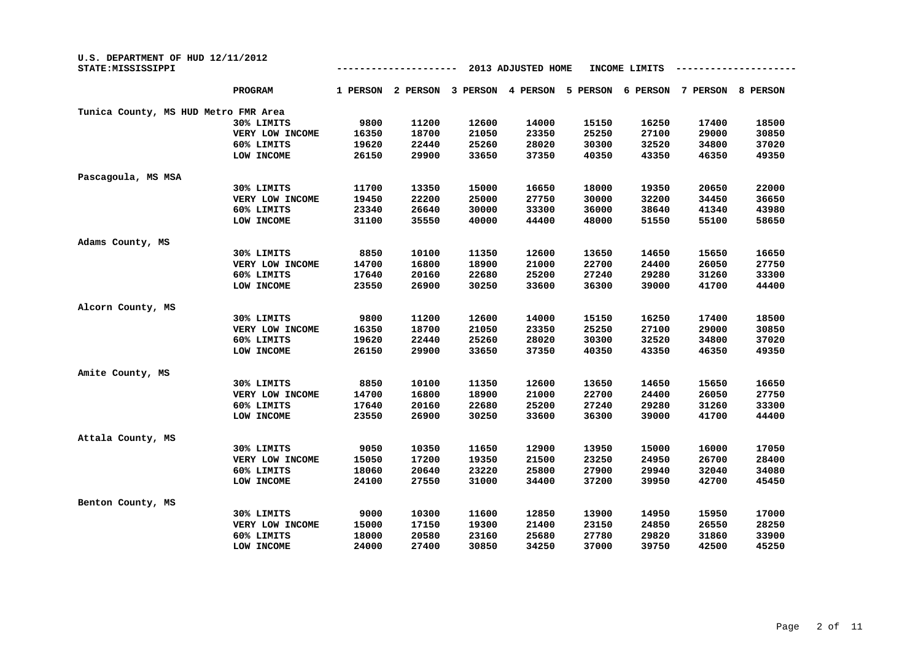U.S. DEPARTMENT OF HUD 12/11/2012
STATE:MISSISSIPPI

## 2013 ADJUSTED HOME INCOME LIMITS

| | PROGRAM | 1 PERSON | 2 PERSON | 3 PERSON | 4 PERSON | 5 PERSON | 6 PERSON | 7 PERSON | 8 PERSON |
|---|---|---|---|---|---|---|---|---|---|
| **Tunica County, MS HUD Metro FMR Area** | | | | | | | | | |
| | 30% LIMITS | 9800 | 11200 | 12600 | 14000 | 15150 | 16250 | 17400 | 18500 |
| | VERY LOW INCOME | 16350 | 18700 | 21050 | 23350 | 25250 | 27100 | 29000 | 30850 |
| | 60% LIMITS | 19620 | 22440 | 25260 | 28020 | 30300 | 32520 | 34800 | 37020 |
| | LOW INCOME | 26150 | 29900 | 33650 | 37350 | 40350 | 43350 | 46350 | 49350 |
| **Pascagoula, MS MSA** | | | | | | | | | |
| | 30% LIMITS | 11700 | 13350 | 15000 | 16650 | 18000 | 19350 | 20650 | 22000 |
| | VERY LOW INCOME | 19450 | 22200 | 25000 | 27750 | 30000 | 32200 | 34450 | 36650 |
| | 60% LIMITS | 23340 | 26640 | 30000 | 33300 | 36000 | 38640 | 41340 | 43980 |
| | LOW INCOME | 31100 | 35550 | 40000 | 44400 | 48000 | 51550 | 55100 | 58650 |
| **Adams County, MS** | | | | | | | | | |
| | 30% LIMITS | 8850 | 10100 | 11350 | 12600 | 13650 | 14650 | 15650 | 16650 |
| | VERY LOW INCOME | 14700 | 16800 | 18900 | 21000 | 22700 | 24400 | 26050 | 27750 |
| | 60% LIMITS | 17640 | 20160 | 22680 | 25200 | 27240 | 29280 | 31260 | 33300 |
| | LOW INCOME | 23550 | 26900 | 30250 | 33600 | 36300 | 39000 | 41700 | 44400 |
| **Alcorn County, MS** | | | | | | | | | |
| | 30% LIMITS | 9800 | 11200 | 12600 | 14000 | 15150 | 16250 | 17400 | 18500 |
| | VERY LOW INCOME | 16350 | 18700 | 21050 | 23350 | 25250 | 27100 | 29000 | 30850 |
| | 60% LIMITS | 19620 | 22440 | 25260 | 28020 | 30300 | 32520 | 34800 | 37020 |
| | LOW INCOME | 26150 | 29900 | 33650 | 37350 | 40350 | 43350 | 46350 | 49350 |
| **Amite County, MS** | | | | | | | | | |
| | 30% LIMITS | 8850 | 10100 | 11350 | 12600 | 13650 | 14650 | 15650 | 16650 |
| | VERY LOW INCOME | 14700 | 16800 | 18900 | 21000 | 22700 | 24400 | 26050 | 27750 |
| | 60% LIMITS | 17640 | 20160 | 22680 | 25200 | 27240 | 29280 | 31260 | 33300 |
| | LOW INCOME | 23550 | 26900 | 30250 | 33600 | 36300 | 39000 | 41700 | 44400 |
| **Attala County, MS** | | | | | | | | | |
| | 30% LIMITS | 9050 | 10350 | 11650 | 12900 | 13950 | 15000 | 16000 | 17050 |
| | VERY LOW INCOME | 15050 | 17200 | 19350 | 21500 | 23250 | 24950 | 26700 | 28400 |
| | 60% LIMITS | 18060 | 20640 | 23220 | 25800 | 27900 | 29940 | 32040 | 34080 |
| | LOW INCOME | 24100 | 27550 | 31000 | 34400 | 37200 | 39950 | 42700 | 45450 |
| **Benton County, MS** | | | | | | | | | |
| | 30% LIMITS | 9000 | 10300 | 11600 | 12850 | 13900 | 14950 | 15950 | 17000 |
| | VERY LOW INCOME | 15000 | 17150 | 19300 | 21400 | 23150 | 24850 | 26550 | 28250 |
| | 60% LIMITS | 18000 | 20580 | 23160 | 25680 | 27780 | 29820 | 31860 | 33900 |
| | LOW INCOME | 24000 | 27400 | 30850 | 34250 | 37000 | 39750 | 42500 | 45250 |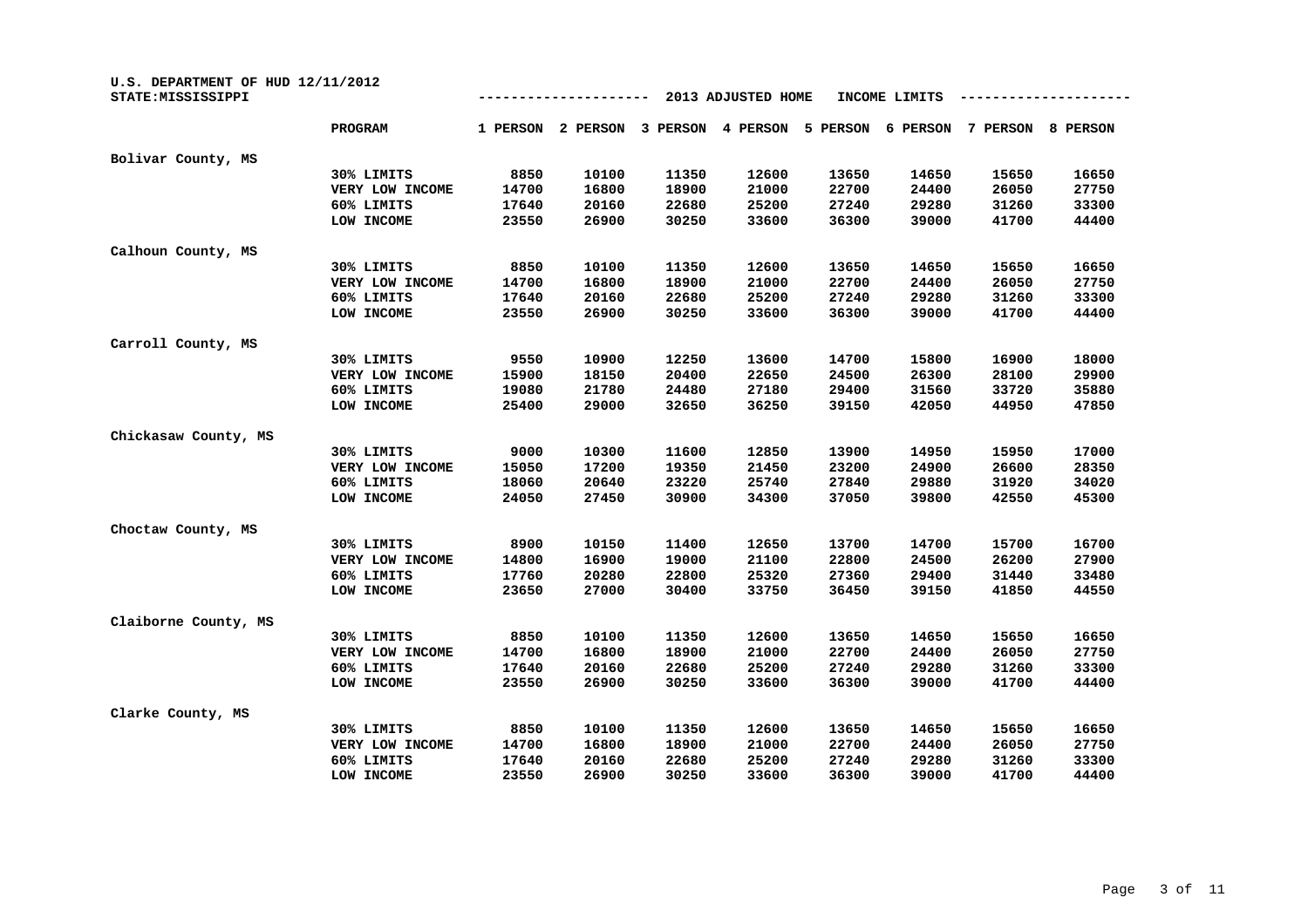U.S. DEPARTMENT OF HUD 12/11/2012
STATE:MISSISSIPPI

2013 ADJUSTED HOME INCOME LIMITS

| | PROGRAM | 1 PERSON | 2 PERSON | 3 PERSON | 4 PERSON | 5 PERSON | 6 PERSON | 7 PERSON | 8 PERSON |
|---|---|---|---|---|---|---|---|---|---|
| Bolivar County, MS | | | | | | | | | |
| | 30% LIMITS | 8850 | 10100 | 11350 | 12600 | 13650 | 14650 | 15650 | 16650 |
| | VERY LOW INCOME | 14700 | 16800 | 18900 | 21000 | 22700 | 24400 | 26050 | 27750 |
| | 60% LIMITS | 17640 | 20160 | 22680 | 25200 | 27240 | 29280 | 31260 | 33300 |
| | LOW INCOME | 23550 | 26900 | 30250 | 33600 | 36300 | 39000 | 41700 | 44400 |
| Calhoun County, MS | | | | | | | | | |
| | 30% LIMITS | 8850 | 10100 | 11350 | 12600 | 13650 | 14650 | 15650 | 16650 |
| | VERY LOW INCOME | 14700 | 16800 | 18900 | 21000 | 22700 | 24400 | 26050 | 27750 |
| | 60% LIMITS | 17640 | 20160 | 22680 | 25200 | 27240 | 29280 | 31260 | 33300 |
| | LOW INCOME | 23550 | 26900 | 30250 | 33600 | 36300 | 39000 | 41700 | 44400 |
| Carroll County, MS | | | | | | | | | |
| | 30% LIMITS | 9550 | 10900 | 12250 | 13600 | 14700 | 15800 | 16900 | 18000 |
| | VERY LOW INCOME | 15900 | 18150 | 20400 | 22650 | 24500 | 26300 | 28100 | 29900 |
| | 60% LIMITS | 19080 | 21780 | 24480 | 27180 | 29400 | 31560 | 33720 | 35880 |
| | LOW INCOME | 25400 | 29000 | 32650 | 36250 | 39150 | 42050 | 44950 | 47850 |
| Chickasaw County, MS | | | | | | | | | |
| | 30% LIMITS | 9000 | 10300 | 11600 | 12850 | 13900 | 14950 | 15950 | 17000 |
| | VERY LOW INCOME | 15050 | 17200 | 19350 | 21450 | 23200 | 24900 | 26600 | 28350 |
| | 60% LIMITS | 18060 | 20640 | 23220 | 25740 | 27840 | 29880 | 31920 | 34020 |
| | LOW INCOME | 24050 | 27450 | 30900 | 34300 | 37050 | 39800 | 42550 | 45300 |
| Choctaw County, MS | | | | | | | | | |
| | 30% LIMITS | 8900 | 10150 | 11400 | 12650 | 13700 | 14700 | 15700 | 16700 |
| | VERY LOW INCOME | 14800 | 16900 | 19000 | 21100 | 22800 | 24500 | 26200 | 27900 |
| | 60% LIMITS | 17760 | 20280 | 22800 | 25320 | 27360 | 29400 | 31440 | 33480 |
| | LOW INCOME | 23650 | 27000 | 30400 | 33750 | 36450 | 39150 | 41850 | 44550 |
| Claiborne County, MS | | | | | | | | | |
| | 30% LIMITS | 8850 | 10100 | 11350 | 12600 | 13650 | 14650 | 15650 | 16650 |
| | VERY LOW INCOME | 14700 | 16800 | 18900 | 21000 | 22700 | 24400 | 26050 | 27750 |
| | 60% LIMITS | 17640 | 20160 | 22680 | 25200 | 27240 | 29280 | 31260 | 33300 |
| | LOW INCOME | 23550 | 26900 | 30250 | 33600 | 36300 | 39000 | 41700 | 44400 |
| Clarke County, MS | | | | | | | | | |
| | 30% LIMITS | 8850 | 10100 | 11350 | 12600 | 13650 | 14650 | 15650 | 16650 |
| | VERY LOW INCOME | 14700 | 16800 | 18900 | 21000 | 22700 | 24400 | 26050 | 27750 |
| | 60% LIMITS | 17640 | 20160 | 22680 | 25200 | 27240 | 29280 | 31260 | 33300 |
| | LOW INCOME | 23550 | 26900 | 30250 | 33600 | 36300 | 39000 | 41700 | 44400 |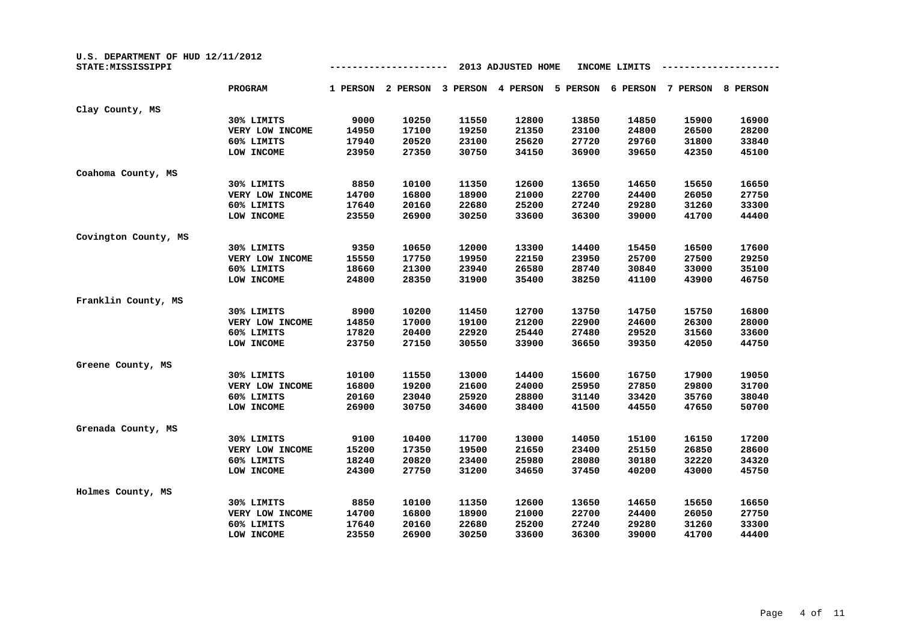U.S. DEPARTMENT OF HUD 12/11/2012
STATE:MISSISSIPPI

## 2013 ADJUSTED HOME INCOME LIMITS

| | PROGRAM | 1 PERSON | 2 PERSON | 3 PERSON | 4 PERSON | 5 PERSON | 6 PERSON | 7 PERSON | 8 PERSON |
|---|---|---|---|---|---|---|---|---|---|
| Clay County, MS | | | | | | | | | |
| | 30% LIMITS | 9000 | 10250 | 11550 | 12800 | 13850 | 14850 | 15900 | 16900 |
| | VERY LOW INCOME | 14950 | 17100 | 19250 | 21350 | 23100 | 24800 | 26500 | 28200 |
| | 60% LIMITS | 17940 | 20520 | 23100 | 25620 | 27720 | 29760 | 31800 | 33840 |
| | LOW INCOME | 23950 | 27350 | 30750 | 34150 | 36900 | 39650 | 42350 | 45100 |
| Coahoma County, MS | | | | | | | | | |
| | 30% LIMITS | 8850 | 10100 | 11350 | 12600 | 13650 | 14650 | 15650 | 16650 |
| | VERY LOW INCOME | 14700 | 16800 | 18900 | 21000 | 22700 | 24400 | 26050 | 27750 |
| | 60% LIMITS | 17640 | 20160 | 22680 | 25200 | 27240 | 29280 | 31260 | 33300 |
| | LOW INCOME | 23550 | 26900 | 30250 | 33600 | 36300 | 39000 | 41700 | 44400 |
| Covington County, MS | | | | | | | | | |
| | 30% LIMITS | 9350 | 10650 | 12000 | 13300 | 14400 | 15450 | 16500 | 17600 |
| | VERY LOW INCOME | 15550 | 17750 | 19950 | 22150 | 23950 | 25700 | 27500 | 29250 |
| | 60% LIMITS | 18660 | 21300 | 23940 | 26580 | 28740 | 30840 | 33000 | 35100 |
| | LOW INCOME | 24800 | 28350 | 31900 | 35400 | 38250 | 41100 | 43900 | 46750 |
| Franklin County, MS | | | | | | | | | |
| | 30% LIMITS | 8900 | 10200 | 11450 | 12700 | 13750 | 14750 | 15750 | 16800 |
| | VERY LOW INCOME | 14850 | 17000 | 19100 | 21200 | 22900 | 24600 | 26300 | 28000 |
| | 60% LIMITS | 17820 | 20400 | 22920 | 25440 | 27480 | 29520 | 31560 | 33600 |
| | LOW INCOME | 23750 | 27150 | 30550 | 33900 | 36650 | 39350 | 42050 | 44750 |
| Greene County, MS | | | | | | | | | |
| | 30% LIMITS | 10100 | 11550 | 13000 | 14400 | 15600 | 16750 | 17900 | 19050 |
| | VERY LOW INCOME | 16800 | 19200 | 21600 | 24000 | 25950 | 27850 | 29800 | 31700 |
| | 60% LIMITS | 20160 | 23040 | 25920 | 28800 | 31140 | 33420 | 35760 | 38040 |
| | LOW INCOME | 26900 | 30750 | 34600 | 38400 | 41500 | 44550 | 47650 | 50700 |
| Grenada County, MS | | | | | | | | | |
| | 30% LIMITS | 9100 | 10400 | 11700 | 13000 | 14050 | 15100 | 16150 | 17200 |
| | VERY LOW INCOME | 15200 | 17350 | 19500 | 21650 | 23400 | 25150 | 26850 | 28600 |
| | 60% LIMITS | 18240 | 20820 | 23400 | 25980 | 28080 | 30180 | 32220 | 34320 |
| | LOW INCOME | 24300 | 27750 | 31200 | 34650 | 37450 | 40200 | 43000 | 45750 |
| Holmes County, MS | | | | | | | | | |
| | 30% LIMITS | 8850 | 10100 | 11350 | 12600 | 13650 | 14650 | 15650 | 16650 |
| | VERY LOW INCOME | 14700 | 16800 | 18900 | 21000 | 22700 | 24400 | 26050 | 27750 |
| | 60% LIMITS | 17640 | 20160 | 22680 | 25200 | 27240 | 29280 | 31260 | 33300 |
| | LOW INCOME | 23550 | 26900 | 30250 | 33600 | 36300 | 39000 | 41700 | 44400 |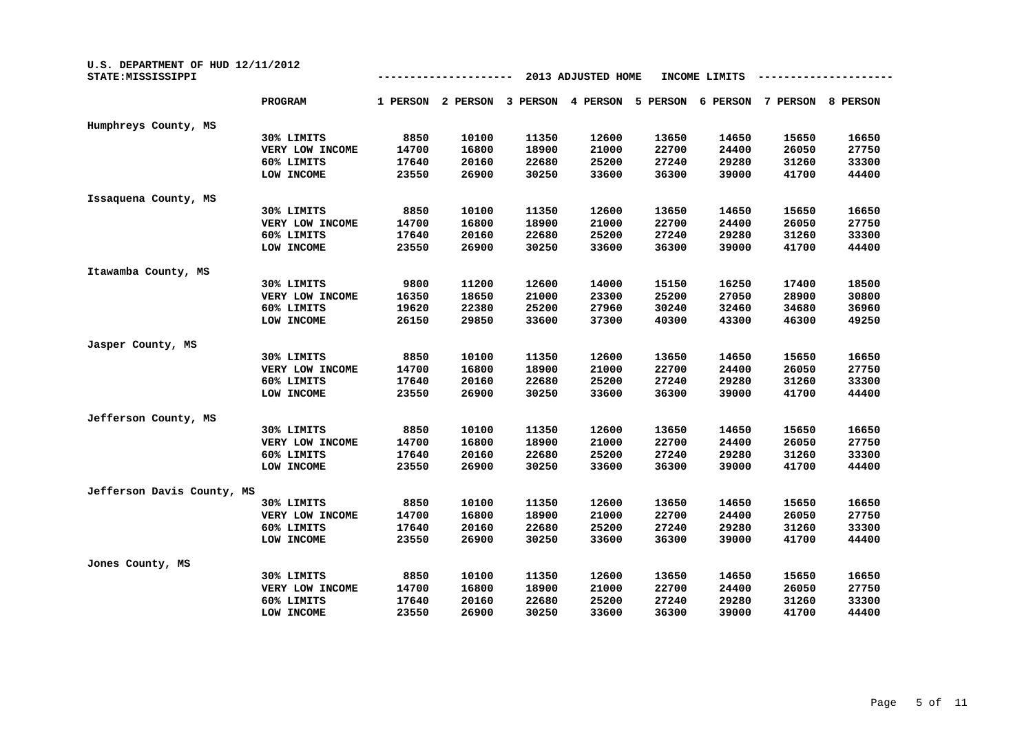U.S. DEPARTMENT OF HUD 12/11/2012
STATE:MISSISSIPPI

2013 ADJUSTED HOME INCOME LIMITS

| | PROGRAM | 1 PERSON | 2 PERSON | 3 PERSON | 4 PERSON | 5 PERSON | 6 PERSON | 7 PERSON | 8 PERSON |
|---|---|---|---|---|---|---|---|---|---|
| Humphreys County, MS | | | | | | | | | |
| | 30% LIMITS | 8850 | 10100 | 11350 | 12600 | 13650 | 14650 | 15650 | 16650 |
| | VERY LOW INCOME | 14700 | 16800 | 18900 | 21000 | 22700 | 24400 | 26050 | 27750 |
| | 60% LIMITS | 17640 | 20160 | 22680 | 25200 | 27240 | 29280 | 31260 | 33300 |
| | LOW INCOME | 23550 | 26900 | 30250 | 33600 | 36300 | 39000 | 41700 | 44400 |
| Issaquena County, MS | | | | | | | | | |
| | 30% LIMITS | 8850 | 10100 | 11350 | 12600 | 13650 | 14650 | 15650 | 16650 |
| | VERY LOW INCOME | 14700 | 16800 | 18900 | 21000 | 22700 | 24400 | 26050 | 27750 |
| | 60% LIMITS | 17640 | 20160 | 22680 | 25200 | 27240 | 29280 | 31260 | 33300 |
| | LOW INCOME | 23550 | 26900 | 30250 | 33600 | 36300 | 39000 | 41700 | 44400 |
| Itawamba County, MS | | | | | | | | | |
| | 30% LIMITS | 9800 | 11200 | 12600 | 14000 | 15150 | 16250 | 17400 | 18500 |
| | VERY LOW INCOME | 16350 | 18650 | 21000 | 23300 | 25200 | 27050 | 28900 | 30800 |
| | 60% LIMITS | 19620 | 22380 | 25200 | 27960 | 30240 | 32460 | 34680 | 36960 |
| | LOW INCOME | 26150 | 29850 | 33600 | 37300 | 40300 | 43300 | 46300 | 49250 |
| Jasper County, MS | | | | | | | | | |
| | 30% LIMITS | 8850 | 10100 | 11350 | 12600 | 13650 | 14650 | 15650 | 16650 |
| | VERY LOW INCOME | 14700 | 16800 | 18900 | 21000 | 22700 | 24400 | 26050 | 27750 |
| | 60% LIMITS | 17640 | 20160 | 22680 | 25200 | 27240 | 29280 | 31260 | 33300 |
| | LOW INCOME | 23550 | 26900 | 30250 | 33600 | 36300 | 39000 | 41700 | 44400 |
| Jefferson County, MS | | | | | | | | | |
| | 30% LIMITS | 8850 | 10100 | 11350 | 12600 | 13650 | 14650 | 15650 | 16650 |
| | VERY LOW INCOME | 14700 | 16800 | 18900 | 21000 | 22700 | 24400 | 26050 | 27750 |
| | 60% LIMITS | 17640 | 20160 | 22680 | 25200 | 27240 | 29280 | 31260 | 33300 |
| | LOW INCOME | 23550 | 26900 | 30250 | 33600 | 36300 | 39000 | 41700 | 44400 |
| Jefferson Davis County, MS | | | | | | | | | |
| | 30% LIMITS | 8850 | 10100 | 11350 | 12600 | 13650 | 14650 | 15650 | 16650 |
| | VERY LOW INCOME | 14700 | 16800 | 18900 | 21000 | 22700 | 24400 | 26050 | 27750 |
| | 60% LIMITS | 17640 | 20160 | 22680 | 25200 | 27240 | 29280 | 31260 | 33300 |
| | LOW INCOME | 23550 | 26900 | 30250 | 33600 | 36300 | 39000 | 41700 | 44400 |
| Jones County, MS | | | | | | | | | |
| | 30% LIMITS | 8850 | 10100 | 11350 | 12600 | 13650 | 14650 | 15650 | 16650 |
| | VERY LOW INCOME | 14700 | 16800 | 18900 | 21000 | 22700 | 24400 | 26050 | 27750 |
| | 60% LIMITS | 17640 | 20160 | 22680 | 25200 | 27240 | 29280 | 31260 | 33300 |
| | LOW INCOME | 23550 | 26900 | 30250 | 33600 | 36300 | 39000 | 41700 | 44400 |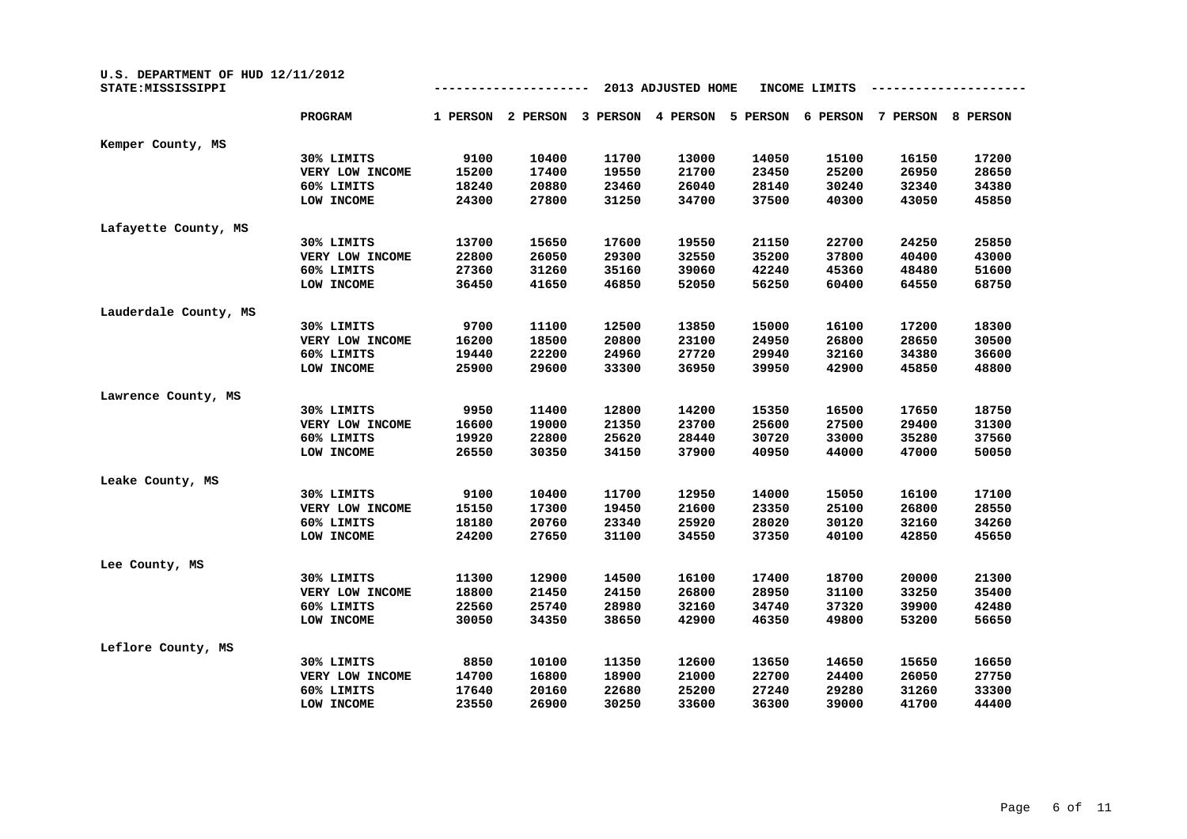U.S. DEPARTMENT OF HUD 12/11/2012
STATE:MISSISSIPPI

## 2013 ADJUSTED HOME INCOME LIMITS

| | PROGRAM | 1 PERSON | 2 PERSON | 3 PERSON | 4 PERSON | 5 PERSON | 6 PERSON | 7 PERSON | 8 PERSON |
|---|---|---|---|---|---|---|---|---|---|
| Kemper County, MS | | | | | | | | | |
| | 30% LIMITS | 9100 | 10400 | 11700 | 13000 | 14050 | 15100 | 16150 | 17200 |
| | VERY LOW INCOME | 15200 | 17400 | 19550 | 21700 | 23450 | 25200 | 26950 | 28650 |
| | 60% LIMITS | 18240 | 20880 | 23460 | 26040 | 28140 | 30240 | 32340 | 34380 |
| | LOW INCOME | 24300 | 27800 | 31250 | 34700 | 37500 | 40300 | 43050 | 45850 |
| Lafayette County, MS | | | | | | | | | |
| | 30% LIMITS | 13700 | 15650 | 17600 | 19550 | 21150 | 22700 | 24250 | 25850 |
| | VERY LOW INCOME | 22800 | 26050 | 29300 | 32550 | 35200 | 37800 | 40400 | 43000 |
| | 60% LIMITS | 27360 | 31260 | 35160 | 39060 | 42240 | 45360 | 48480 | 51600 |
| | LOW INCOME | 36450 | 41650 | 46850 | 52050 | 56250 | 60400 | 64550 | 68750 |
| Lauderdale County, MS | | | | | | | | | |
| | 30% LIMITS | 9700 | 11100 | 12500 | 13850 | 15000 | 16100 | 17200 | 18300 |
| | VERY LOW INCOME | 16200 | 18500 | 20800 | 23100 | 24950 | 26800 | 28650 | 30500 |
| | 60% LIMITS | 19440 | 22200 | 24960 | 27720 | 29940 | 32160 | 34380 | 36600 |
| | LOW INCOME | 25900 | 29600 | 33300 | 36950 | 39950 | 42900 | 45850 | 48800 |
| Lawrence County, MS | | | | | | | | | |
| | 30% LIMITS | 9950 | 11400 | 12800 | 14200 | 15350 | 16500 | 17650 | 18750 |
| | VERY LOW INCOME | 16600 | 19000 | 21350 | 23700 | 25600 | 27500 | 29400 | 31300 |
| | 60% LIMITS | 19920 | 22800 | 25620 | 28440 | 30720 | 33000 | 35280 | 37560 |
| | LOW INCOME | 26550 | 30350 | 34150 | 37900 | 40950 | 44000 | 47000 | 50050 |
| Leake County, MS | | | | | | | | | |
| | 30% LIMITS | 9100 | 10400 | 11700 | 12950 | 14000 | 15050 | 16100 | 17100 |
| | VERY LOW INCOME | 15150 | 17300 | 19450 | 21600 | 23350 | 25100 | 26800 | 28550 |
| | 60% LIMITS | 18180 | 20760 | 23340 | 25920 | 28020 | 30120 | 32160 | 34260 |
| | LOW INCOME | 24200 | 27650 | 31100 | 34550 | 37350 | 40100 | 42850 | 45650 |
| Lee County, MS | | | | | | | | | |
| | 30% LIMITS | 11300 | 12900 | 14500 | 16100 | 17400 | 18700 | 20000 | 21300 |
| | VERY LOW INCOME | 18800 | 21450 | 24150 | 26800 | 28950 | 31100 | 33250 | 35400 |
| | 60% LIMITS | 22560 | 25740 | 28980 | 32160 | 34740 | 37320 | 39900 | 42480 |
| | LOW INCOME | 30050 | 34350 | 38650 | 42900 | 46350 | 49800 | 53200 | 56650 |
| Leflore County, MS | | | | | | | | | |
| | 30% LIMITS | 8850 | 10100 | 11350 | 12600 | 13650 | 14650 | 15650 | 16650 |
| | VERY LOW INCOME | 14700 | 16800 | 18900 | 21000 | 22700 | 24400 | 26050 | 27750 |
| | 60% LIMITS | 17640 | 20160 | 22680 | 25200 | 27240 | 29280 | 31260 | 33300 |
| | LOW INCOME | 23550 | 26900 | 30250 | 33600 | 36300 | 39000 | 41700 | 44400 |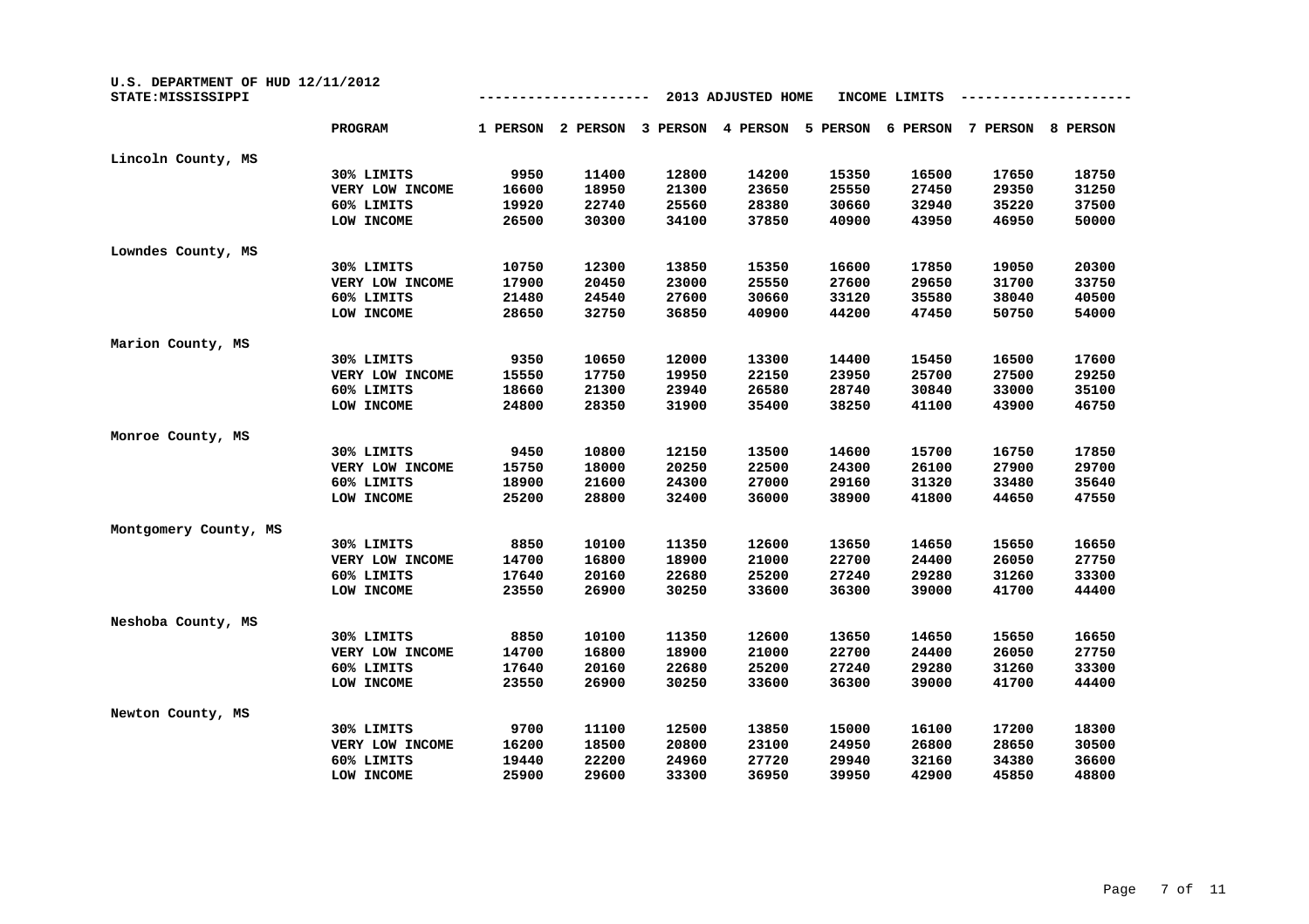U.S. DEPARTMENT OF HUD 12/11/2012
STATE:MISSISSIPPI

2013 ADJUSTED HOME INCOME LIMITS

| | PROGRAM | 1 PERSON | 2 PERSON | 3 PERSON | 4 PERSON | 5 PERSON | 6 PERSON | 7 PERSON | 8 PERSON |
|---|---|---|---|---|---|---|---|---|---|
| Lincoln County, MS | | | | | | | | | |
| | 30% LIMITS | 9950 | 11400 | 12800 | 14200 | 15350 | 16500 | 17650 | 18750 |
| | VERY LOW INCOME | 16600 | 18950 | 21300 | 23650 | 25550 | 27450 | 29350 | 31250 |
| | 60% LIMITS | 19920 | 22740 | 25560 | 28380 | 30660 | 32940 | 35220 | 37500 |
| | LOW INCOME | 26500 | 30300 | 34100 | 37850 | 40900 | 43950 | 46950 | 50000 |
| Lowndes County, MS | | | | | | | | | |
| | 30% LIMITS | 10750 | 12300 | 13850 | 15350 | 16600 | 17850 | 19050 | 20300 |
| | VERY LOW INCOME | 17900 | 20450 | 23000 | 25550 | 27600 | 29650 | 31700 | 33750 |
| | 60% LIMITS | 21480 | 24540 | 27600 | 30660 | 33120 | 35580 | 38040 | 40500 |
| | LOW INCOME | 28650 | 32750 | 36850 | 40900 | 44200 | 47450 | 50750 | 54000 |
| Marion County, MS | | | | | | | | | |
| | 30% LIMITS | 9350 | 10650 | 12000 | 13300 | 14400 | 15450 | 16500 | 17600 |
| | VERY LOW INCOME | 15550 | 17750 | 19950 | 22150 | 23950 | 25700 | 27500 | 29250 |
| | 60% LIMITS | 18660 | 21300 | 23940 | 26580 | 28740 | 30840 | 33000 | 35100 |
| | LOW INCOME | 24800 | 28350 | 31900 | 35400 | 38250 | 41100 | 43900 | 46750 |
| Monroe County, MS | | | | | | | | | |
| | 30% LIMITS | 9450 | 10800 | 12150 | 13500 | 14600 | 15700 | 16750 | 17850 |
| | VERY LOW INCOME | 15750 | 18000 | 20250 | 22500 | 24300 | 26100 | 27900 | 29700 |
| | 60% LIMITS | 18900 | 21600 | 24300 | 27000 | 29160 | 31320 | 33480 | 35640 |
| | LOW INCOME | 25200 | 28800 | 32400 | 36000 | 38900 | 41800 | 44650 | 47550 |
| Montgomery County, MS | | | | | | | | | |
| | 30% LIMITS | 8850 | 10100 | 11350 | 12600 | 13650 | 14650 | 15650 | 16650 |
| | VERY LOW INCOME | 14700 | 16800 | 18900 | 21000 | 22700 | 24400 | 26050 | 27750 |
| | 60% LIMITS | 17640 | 20160 | 22680 | 25200 | 27240 | 29280 | 31260 | 33300 |
| | LOW INCOME | 23550 | 26900 | 30250 | 33600 | 36300 | 39000 | 41700 | 44400 |
| Neshoba County, MS | | | | | | | | | |
| | 30% LIMITS | 8850 | 10100 | 11350 | 12600 | 13650 | 14650 | 15650 | 16650 |
| | VERY LOW INCOME | 14700 | 16800 | 18900 | 21000 | 22700 | 24400 | 26050 | 27750 |
| | 60% LIMITS | 17640 | 20160 | 22680 | 25200 | 27240 | 29280 | 31260 | 33300 |
| | LOW INCOME | 23550 | 26900 | 30250 | 33600 | 36300 | 39000 | 41700 | 44400 |
| Newton County, MS | | | | | | | | | |
| | 30% LIMITS | 9700 | 11100 | 12500 | 13850 | 15000 | 16100 | 17200 | 18300 |
| | VERY LOW INCOME | 16200 | 18500 | 20800 | 23100 | 24950 | 26800 | 28650 | 30500 |
| | 60% LIMITS | 19440 | 22200 | 24960 | 27720 | 29940 | 32160 | 34380 | 36600 |
| | LOW INCOME | 25900 | 29600 | 33300 | 36950 | 39950 | 42900 | 45850 | 48800 |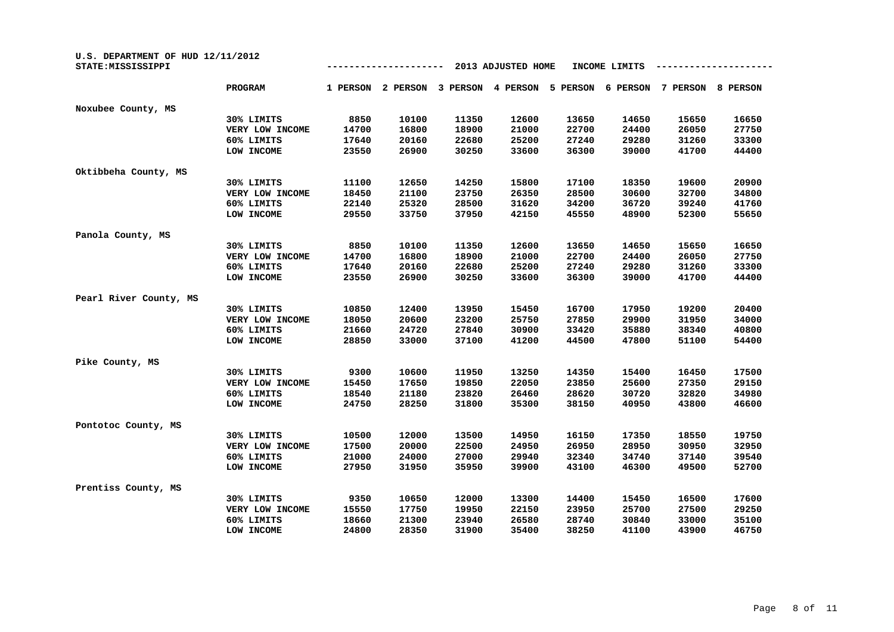U.S. DEPARTMENT OF HUD 12/11/2012

STATE:MISSISSIPPI

**2013 ADJUSTED HOME INCOME LIMITS**

| | PROGRAM | 1 PERSON | 2 PERSON | 3 PERSON | 4 PERSON | 5 PERSON | 6 PERSON | 7 PERSON | 8 PERSON |
|---|---|---|---|---|---|---|---|---|---|
| **Noxubee County, MS** | | | | | | | | | |
| | 30% LIMITS | 8850 | 10100 | 11350 | 12600 | 13650 | 14650 | 15650 | 16650 |
| | VERY LOW INCOME | 14700 | 16800 | 18900 | 21000 | 22700 | 24400 | 26050 | 27750 |
| | 60% LIMITS | 17640 | 20160 | 22680 | 25200 | 27240 | 29280 | 31260 | 33300 |
| | LOW INCOME | 23550 | 26900 | 30250 | 33600 | 36300 | 39000 | 41700 | 44400 |
| **Oktibbeha County, MS** | | | | | | | | | |
| | 30% LIMITS | 11100 | 12650 | 14250 | 15800 | 17100 | 18350 | 19600 | 20900 |
| | VERY LOW INCOME | 18450 | 21100 | 23750 | 26350 | 28500 | 30600 | 32700 | 34800 |
| | 60% LIMITS | 22140 | 25320 | 28500 | 31620 | 34200 | 36720 | 39240 | 41760 |
| | LOW INCOME | 29550 | 33750 | 37950 | 42150 | 45550 | 48900 | 52300 | 55650 |
| **Panola County, MS** | | | | | | | | | |
| | 30% LIMITS | 8850 | 10100 | 11350 | 12600 | 13650 | 14650 | 15650 | 16650 |
| | VERY LOW INCOME | 14700 | 16800 | 18900 | 21000 | 22700 | 24400 | 26050 | 27750 |
| | 60% LIMITS | 17640 | 20160 | 22680 | 25200 | 27240 | 29280 | 31260 | 33300 |
| | LOW INCOME | 23550 | 26900 | 30250 | 33600 | 36300 | 39000 | 41700 | 44400 |
| **Pearl River County, MS** | | | | | | | | | |
| | 30% LIMITS | 10850 | 12400 | 13950 | 15450 | 16700 | 17950 | 19200 | 20400 |
| | VERY LOW INCOME | 18050 | 20600 | 23200 | 25750 | 27850 | 29900 | 31950 | 34000 |
| | 60% LIMITS | 21660 | 24720 | 27840 | 30900 | 33420 | 35880 | 38340 | 40800 |
| | LOW INCOME | 28850 | 33000 | 37100 | 41200 | 44500 | 47800 | 51100 | 54400 |
| **Pike County, MS** | | | | | | | | | |
| | 30% LIMITS | 9300 | 10600 | 11950 | 13250 | 14350 | 15400 | 16450 | 17500 |
| | VERY LOW INCOME | 15450 | 17650 | 19850 | 22050 | 23850 | 25600 | 27350 | 29150 |
| | 60% LIMITS | 18540 | 21180 | 23820 | 26460 | 28620 | 30720 | 32820 | 34980 |
| | LOW INCOME | 24750 | 28250 | 31800 | 35300 | 38150 | 40950 | 43800 | 46600 |
| **Pontotoc County, MS** | | | | | | | | | |
| | 30% LIMITS | 10500 | 12000 | 13500 | 14950 | 16150 | 17350 | 18550 | 19750 |
| | VERY LOW INCOME | 17500 | 20000 | 22500 | 24950 | 26950 | 28950 | 30950 | 32950 |
| | 60% LIMITS | 21000 | 24000 | 27000 | 29940 | 32340 | 34740 | 37140 | 39540 |
| | LOW INCOME | 27950 | 31950 | 35950 | 39900 | 43100 | 46300 | 49500 | 52700 |
| **Prentiss County, MS** | | | | | | | | | |
| | 30% LIMITS | 9350 | 10650 | 12000 | 13300 | 14400 | 15450 | 16500 | 17600 |
| | VERY LOW INCOME | 15550 | 17750 | 19950 | 22150 | 23950 | 25700 | 27500 | 29250 |
| | 60% LIMITS | 18660 | 21300 | 23940 | 26580 | 28740 | 30840 | 33000 | 35100 |
| | LOW INCOME | 24800 | 28350 | 31900 | 35400 | 38250 | 41100 | 43900 | 46750 |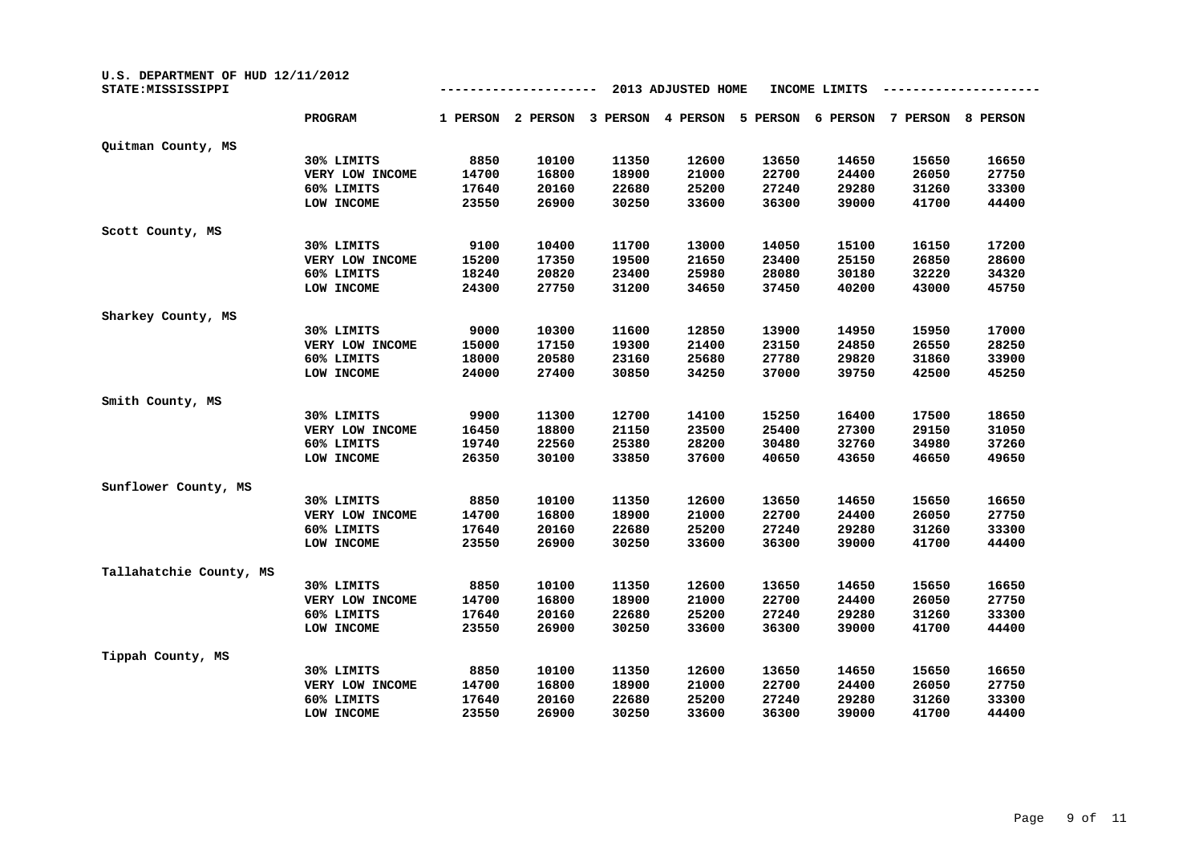U.S. DEPARTMENT OF HUD 12/11/2012
STATE:MISSISSIPPI

## 2013 ADJUSTED HOME INCOME LIMITS

| | PROGRAM | 1 PERSON | 2 PERSON | 3 PERSON | 4 PERSON | 5 PERSON | 6 PERSON | 7 PERSON | 8 PERSON |
|---|---|---|---|---|---|---|---|---|---|
| Quitman County, MS | | | | | | | | | |
| | 30% LIMITS | 8850 | 10100 | 11350 | 12600 | 13650 | 14650 | 15650 | 16650 |
| | VERY LOW INCOME | 14700 | 16800 | 18900 | 21000 | 22700 | 24400 | 26050 | 27750 |
| | 60% LIMITS | 17640 | 20160 | 22680 | 25200 | 27240 | 29280 | 31260 | 33300 |
| | LOW INCOME | 23550 | 26900 | 30250 | 33600 | 36300 | 39000 | 41700 | 44400 |
| Scott County, MS | | | | | | | | | |
| | 30% LIMITS | 9100 | 10400 | 11700 | 13000 | 14050 | 15100 | 16150 | 17200 |
| | VERY LOW INCOME | 15200 | 17350 | 19500 | 21650 | 23400 | 25150 | 26850 | 28600 |
| | 60% LIMITS | 18240 | 20820 | 23400 | 25980 | 28080 | 30180 | 32220 | 34320 |
| | LOW INCOME | 24300 | 27750 | 31200 | 34650 | 37450 | 40200 | 43000 | 45750 |
| Sharkey County, MS | | | | | | | | | |
| | 30% LIMITS | 9000 | 10300 | 11600 | 12850 | 13900 | 14950 | 15950 | 17000 |
| | VERY LOW INCOME | 15000 | 17150 | 19300 | 21400 | 23150 | 24850 | 26550 | 28250 |
| | 60% LIMITS | 18000 | 20580 | 23160 | 25680 | 27780 | 29820 | 31860 | 33900 |
| | LOW INCOME | 24000 | 27400 | 30850 | 34250 | 37000 | 39750 | 42500 | 45250 |
| Smith County, MS | | | | | | | | | |
| | 30% LIMITS | 9900 | 11300 | 12700 | 14100 | 15250 | 16400 | 17500 | 18650 |
| | VERY LOW INCOME | 16450 | 18800 | 21150 | 23500 | 25400 | 27300 | 29150 | 31050 |
| | 60% LIMITS | 19740 | 22560 | 25380 | 28200 | 30480 | 32760 | 34980 | 37260 |
| | LOW INCOME | 26350 | 30100 | 33850 | 37600 | 40650 | 43650 | 46650 | 49650 |
| Sunflower County, MS | | | | | | | | | |
| | 30% LIMITS | 8850 | 10100 | 11350 | 12600 | 13650 | 14650 | 15650 | 16650 |
| | VERY LOW INCOME | 14700 | 16800 | 18900 | 21000 | 22700 | 24400 | 26050 | 27750 |
| | 60% LIMITS | 17640 | 20160 | 22680 | 25200 | 27240 | 29280 | 31260 | 33300 |
| | LOW INCOME | 23550 | 26900 | 30250 | 33600 | 36300 | 39000 | 41700 | 44400 |
| Tallahatchie County, MS | | | | | | | | | |
| | 30% LIMITS | 8850 | 10100 | 11350 | 12600 | 13650 | 14650 | 15650 | 16650 |
| | VERY LOW INCOME | 14700 | 16800 | 18900 | 21000 | 22700 | 24400 | 26050 | 27750 |
| | 60% LIMITS | 17640 | 20160 | 22680 | 25200 | 27240 | 29280 | 31260 | 33300 |
| | LOW INCOME | 23550 | 26900 | 30250 | 33600 | 36300 | 39000 | 41700 | 44400 |
| Tippah County, MS | | | | | | | | | |
| | 30% LIMITS | 8850 | 10100 | 11350 | 12600 | 13650 | 14650 | 15650 | 16650 |
| | VERY LOW INCOME | 14700 | 16800 | 18900 | 21000 | 22700 | 24400 | 26050 | 27750 |
| | 60% LIMITS | 17640 | 20160 | 22680 | 25200 | 27240 | 29280 | 31260 | 33300 |
| | LOW INCOME | 23550 | 26900 | 30250 | 33600 | 36300 | 39000 | 41700 | 44400 |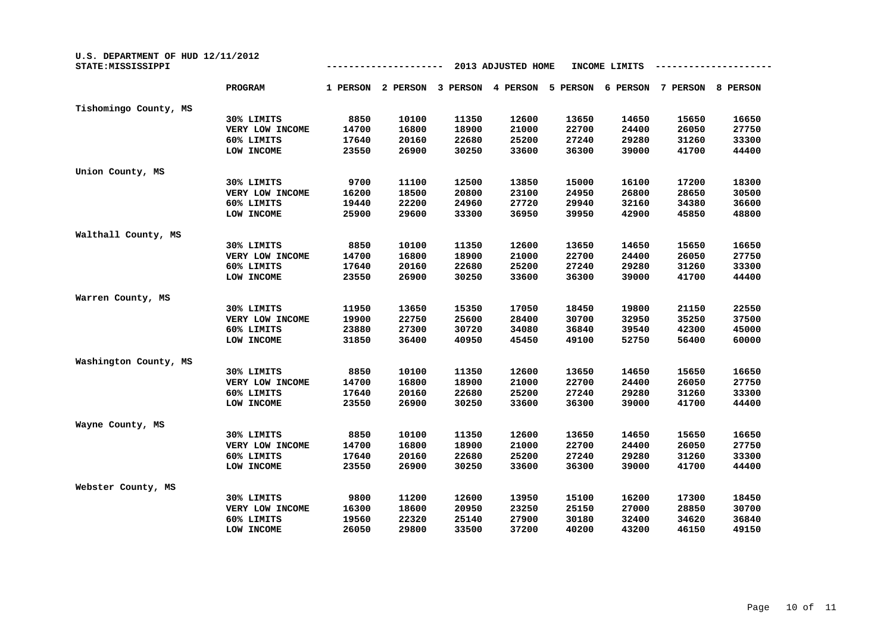U.S. DEPARTMENT OF HUD 12/11/2012
STATE:MISSISSIPPI

2013 ADJUSTED HOME INCOME LIMITS

| | PROGRAM | 1 PERSON | 2 PERSON | 3 PERSON | 4 PERSON | 5 PERSON | 6 PERSON | 7 PERSON | 8 PERSON |
|---|---|---|---|---|---|---|---|---|---|
| Tishomingo County, MS | | | | | | | | | |
| | 30% LIMITS | 8850 | 10100 | 11350 | 12600 | 13650 | 14650 | 15650 | 16650 |
| | VERY LOW INCOME | 14700 | 16800 | 18900 | 21000 | 22700 | 24400 | 26050 | 27750 |
| | 60% LIMITS | 17640 | 20160 | 22680 | 25200 | 27240 | 29280 | 31260 | 33300 |
| | LOW INCOME | 23550 | 26900 | 30250 | 33600 | 36300 | 39000 | 41700 | 44400 |
| Union County, MS | | | | | | | | | |
| | 30% LIMITS | 9700 | 11100 | 12500 | 13850 | 15000 | 16100 | 17200 | 18300 |
| | VERY LOW INCOME | 16200 | 18500 | 20800 | 23100 | 24950 | 26800 | 28650 | 30500 |
| | 60% LIMITS | 19440 | 22200 | 24960 | 27720 | 29940 | 32160 | 34380 | 36600 |
| | LOW INCOME | 25900 | 29600 | 33300 | 36950 | 39950 | 42900 | 45850 | 48800 |
| Walthall County, MS | | | | | | | | | |
| | 30% LIMITS | 8850 | 10100 | 11350 | 12600 | 13650 | 14650 | 15650 | 16650 |
| | VERY LOW INCOME | 14700 | 16800 | 18900 | 21000 | 22700 | 24400 | 26050 | 27750 |
| | 60% LIMITS | 17640 | 20160 | 22680 | 25200 | 27240 | 29280 | 31260 | 33300 |
| | LOW INCOME | 23550 | 26900 | 30250 | 33600 | 36300 | 39000 | 41700 | 44400 |
| Warren County, MS | | | | | | | | | |
| | 30% LIMITS | 11950 | 13650 | 15350 | 17050 | 18450 | 19800 | 21150 | 22550 |
| | VERY LOW INCOME | 19900 | 22750 | 25600 | 28400 | 30700 | 32950 | 35250 | 37500 |
| | 60% LIMITS | 23880 | 27300 | 30720 | 34080 | 36840 | 39540 | 42300 | 45000 |
| | LOW INCOME | 31850 | 36400 | 40950 | 45450 | 49100 | 52750 | 56400 | 60000 |
| Washington County, MS | | | | | | | | | |
| | 30% LIMITS | 8850 | 10100 | 11350 | 12600 | 13650 | 14650 | 15650 | 16650 |
| | VERY LOW INCOME | 14700 | 16800 | 18900 | 21000 | 22700 | 24400 | 26050 | 27750 |
| | 60% LIMITS | 17640 | 20160 | 22680 | 25200 | 27240 | 29280 | 31260 | 33300 |
| | LOW INCOME | 23550 | 26900 | 30250 | 33600 | 36300 | 39000 | 41700 | 44400 |
| Wayne County, MS | | | | | | | | | |
| | 30% LIMITS | 8850 | 10100 | 11350 | 12600 | 13650 | 14650 | 15650 | 16650 |
| | VERY LOW INCOME | 14700 | 16800 | 18900 | 21000 | 22700 | 24400 | 26050 | 27750 |
| | 60% LIMITS | 17640 | 20160 | 22680 | 25200 | 27240 | 29280 | 31260 | 33300 |
| | LOW INCOME | 23550 | 26900 | 30250 | 33600 | 36300 | 39000 | 41700 | 44400 |
| Webster County, MS | | | | | | | | | |
| | 30% LIMITS | 9800 | 11200 | 12600 | 13950 | 15100 | 16200 | 17300 | 18450 |
| | VERY LOW INCOME | 16300 | 18600 | 20950 | 23250 | 25150 | 27000 | 28850 | 30700 |
| | 60% LIMITS | 19560 | 22320 | 25140 | 27900 | 30180 | 32400 | 34620 | 36840 |
| | LOW INCOME | 26050 | 29800 | 33500 | 37200 | 40200 | 43200 | 46150 | 49150 |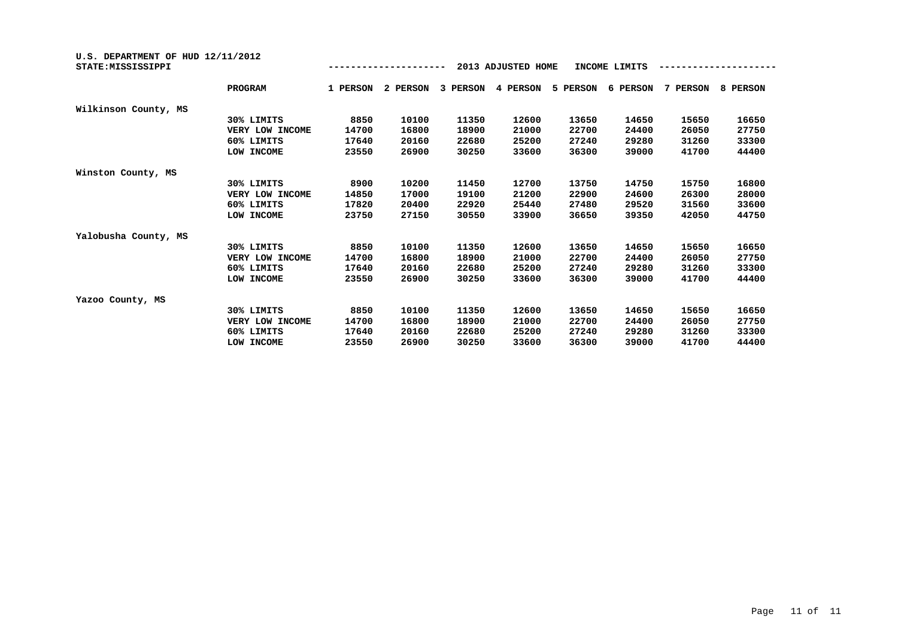U.S. DEPARTMENT OF HUD 12/11/2012
STATE:MISSISSIPPI

--------------------- 2013 ADJUSTED HOME INCOME LIMITS ---------------------

| | PROGRAM | 1 PERSON | 2 PERSON | 3 PERSON | 4 PERSON | 5 PERSON | 6 PERSON | 7 PERSON | 8 PERSON |
|---|---|---|---|---|---|---|---|---|---|
| Wilkinson County, MS | | | | | | | | | |
| | 30% LIMITS | 8850 | 10100 | 11350 | 12600 | 13650 | 14650 | 15650 | 16650 |
| | VERY LOW INCOME | 14700 | 16800 | 18900 | 21000 | 22700 | 24400 | 26050 | 27750 |
| | 60% LIMITS | 17640 | 20160 | 22680 | 25200 | 27240 | 29280 | 31260 | 33300 |
| | LOW INCOME | 23550 | 26900 | 30250 | 33600 | 36300 | 39000 | 41700 | 44400 |
| Winston County, MS | | | | | | | | | |
| | 30% LIMITS | 8900 | 10200 | 11450 | 12700 | 13750 | 14750 | 15750 | 16800 |
| | VERY LOW INCOME | 14850 | 17000 | 19100 | 21200 | 22900 | 24600 | 26300 | 28000 |
| | 60% LIMITS | 17820 | 20400 | 22920 | 25440 | 27480 | 29520 | 31560 | 33600 |
| | LOW INCOME | 23750 | 27150 | 30550 | 33900 | 36650 | 39350 | 42050 | 44750 |
| Yalobusha County, MS | | | | | | | | | |
| | 30% LIMITS | 8850 | 10100 | 11350 | 12600 | 13650 | 14650 | 15650 | 16650 |
| | VERY LOW INCOME | 14700 | 16800 | 18900 | 21000 | 22700 | 24400 | 26050 | 27750 |
| | 60% LIMITS | 17640 | 20160 | 22680 | 25200 | 27240 | 29280 | 31260 | 33300 |
| | LOW INCOME | 23550 | 26900 | 30250 | 33600 | 36300 | 39000 | 41700 | 44400 |
| Yazoo County, MS | | | | | | | | | |
| | 30% LIMITS | 8850 | 10100 | 11350 | 12600 | 13650 | 14650 | 15650 | 16650 |
| | VERY LOW INCOME | 14700 | 16800 | 18900 | 21000 | 22700 | 24400 | 26050 | 27750 |
| | 60% LIMITS | 17640 | 20160 | 22680 | 25200 | 27240 | 29280 | 31260 | 33300 |
| | LOW INCOME | 23550 | 26900 | 30250 | 33600 | 36300 | 39000 | 41700 | 44400 |